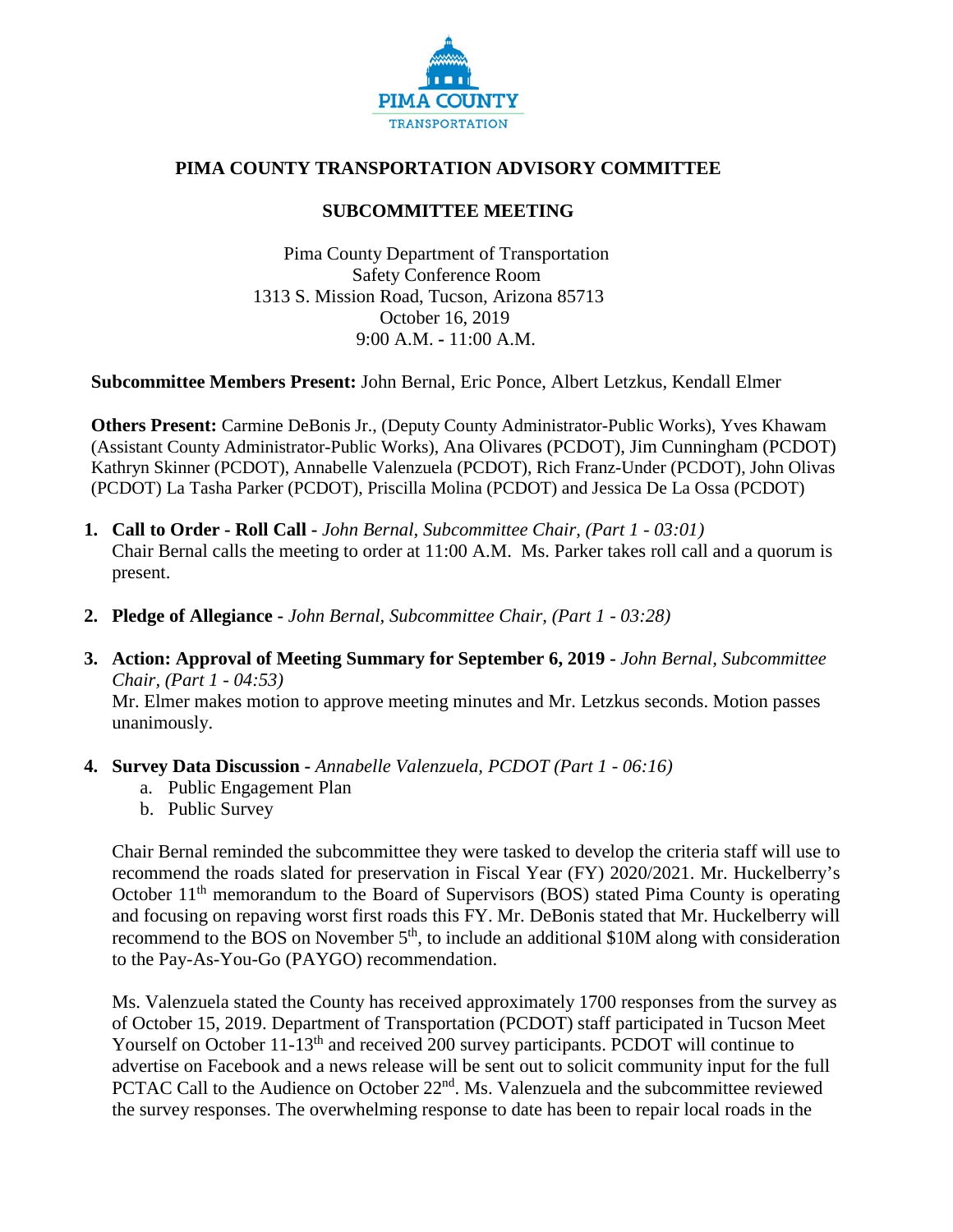# PIMA COUNTY TRANSPORTATION ADVISORY COMMITTEE

## SUBCOMMITTEE MEETING

Pima County Department of Transportation
Safety Conference Room
1313 S. Mission Road, Tucson, Arizona 85713
October 16, 2019
9:00 A.M. - 11:00 A.M.

**Subcommittee Members Present:** John Bernal, Eric Ponce, Albert Letzkus, Kendall Elmer

**Others Present:** Carmine DeBonis Jr., (Deputy County Administrator-Public Works), Yves Khawam (Assistant County Administrator-Public Works), Ana Olivares (PCDOT), Jim Cunningham (PCDOT) Kathryn Skinner (PCDOT), Annabelle Valenzuela (PCDOT), Rich Franz-Under (PCDOT), John Olivas (PCDOT) La Tasha Parker (PCDOT), Priscilla Molina (PCDOT) and Jessica De La Ossa (PCDOT)

1. **Call to Order - Roll Call -** *John Bernal, Subcommittee Chair, (Part 1 - 03:01)*
   Chair Bernal calls the meeting to order at 11:00 A.M. Ms. Parker takes roll call and a quorum is present.

2. **Pledge of Allegiance -** *John Bernal, Subcommittee Chair, (Part 1 - 03:28)*

3. **Action: Approval of Meeting Summary for September 6, 2019 -** *John Bernal, Subcommittee Chair, (Part 1 - 04:53)*
   Mr. Elmer makes motion to approve meeting minutes and Mr. Letzkus seconds. Motion passes unanimously.

4. **Survey Data Discussion -** *Annabelle Valenzuela, PCDOT (Part 1 - 06:16)*
   a. Public Engagement Plan
   b. Public Survey

   Chair Bernal reminded the subcommittee they were tasked to develop the criteria staff will use to recommend the roads slated for preservation in Fiscal Year (FY) 2020/2021. Mr. Huckelberry's October 11th memorandum to the Board of Supervisors (BOS) stated Pima County is operating and focusing on repaving worst first roads this FY. Mr. DeBonis stated that Mr. Huckelberry will recommend to the BOS on November 5th, to include an additional \$10M along with consideration to the Pay-As-You-Go (PAYGO) recommendation.

   Ms. Valenzuela stated the County has received approximately 1700 responses from the survey as of October 15, 2019. Department of Transportation (PCDOT) staff participated in Tucson Meet Yourself on October 11-13th and received 200 survey participants. PCDOT will continue to advertise on Facebook and a news release will be sent out to solicit community input for the full PCTAC Call to the Audience on October 22nd. Ms. Valenzuela and the subcommittee reviewed the survey responses. The overwhelming response to date has been to repair local roads in the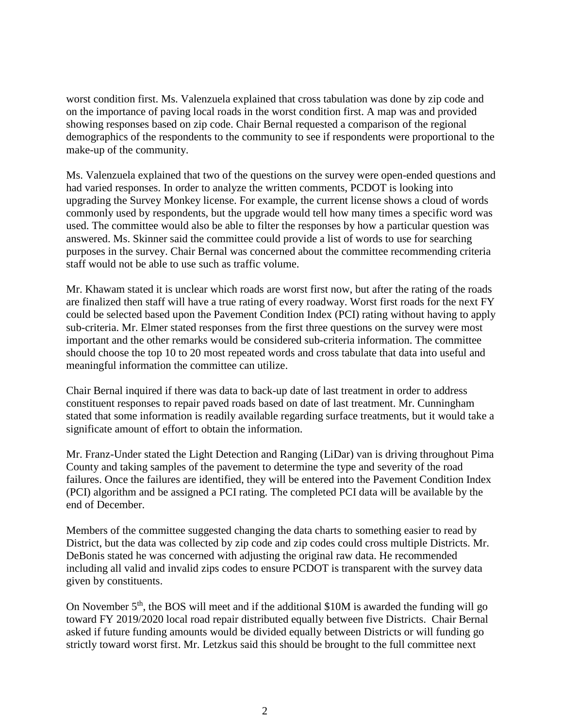worst condition first. Ms. Valenzuela explained that cross tabulation was done by zip code and on the importance of paving local roads in the worst condition first. A map was and provided showing responses based on zip code. Chair Bernal requested a comparison of the regional demographics of the respondents to the community to see if respondents were proportional to the make-up of the community.

Ms. Valenzuela explained that two of the questions on the survey were open-ended questions and had varied responses. In order to analyze the written comments, PCDOT is looking into upgrading the Survey Monkey license. For example, the current license shows a cloud of words commonly used by respondents, but the upgrade would tell how many times a specific word was used. The committee would also be able to filter the responses by how a particular question was answered. Ms. Skinner said the committee could provide a list of words to use for searching purposes in the survey. Chair Bernal was concerned about the committee recommending criteria staff would not be able to use such as traffic volume.

Mr. Khawam stated it is unclear which roads are worst first now, but after the rating of the roads are finalized then staff will have a true rating of every roadway. Worst first roads for the next FY could be selected based upon the Pavement Condition Index (PCI) rating without having to apply sub-criteria. Mr. Elmer stated responses from the first three questions on the survey were most important and the other remarks would be considered sub-criteria information. The committee should choose the top 10 to 20 most repeated words and cross tabulate that data into useful and meaningful information the committee can utilize.

Chair Bernal inquired if there was data to back-up date of last treatment in order to address constituent responses to repair paved roads based on date of last treatment. Mr. Cunningham stated that some information is readily available regarding surface treatments, but it would take a significate amount of effort to obtain the information.

Mr. Franz-Under stated the Light Detection and Ranging (LiDar) van is driving throughout Pima County and taking samples of the pavement to determine the type and severity of the road failures. Once the failures are identified, they will be entered into the Pavement Condition Index (PCI) algorithm and be assigned a PCI rating. The completed PCI data will be available by the end of December.

Members of the committee suggested changing the data charts to something easier to read by District, but the data was collected by zip code and zip codes could cross multiple Districts. Mr. DeBonis stated he was concerned with adjusting the original raw data. He recommended including all valid and invalid zips codes to ensure PCDOT is transparent with the survey data given by constituents.

On November 5th, the BOS will meet and if the additional $10M is awarded the funding will go toward FY 2019/2020 local road repair distributed equally between five Districts. Chair Bernal asked if future funding amounts would be divided equally between Districts or will funding go strictly toward worst first. Mr. Letzkus said this should be brought to the full committee next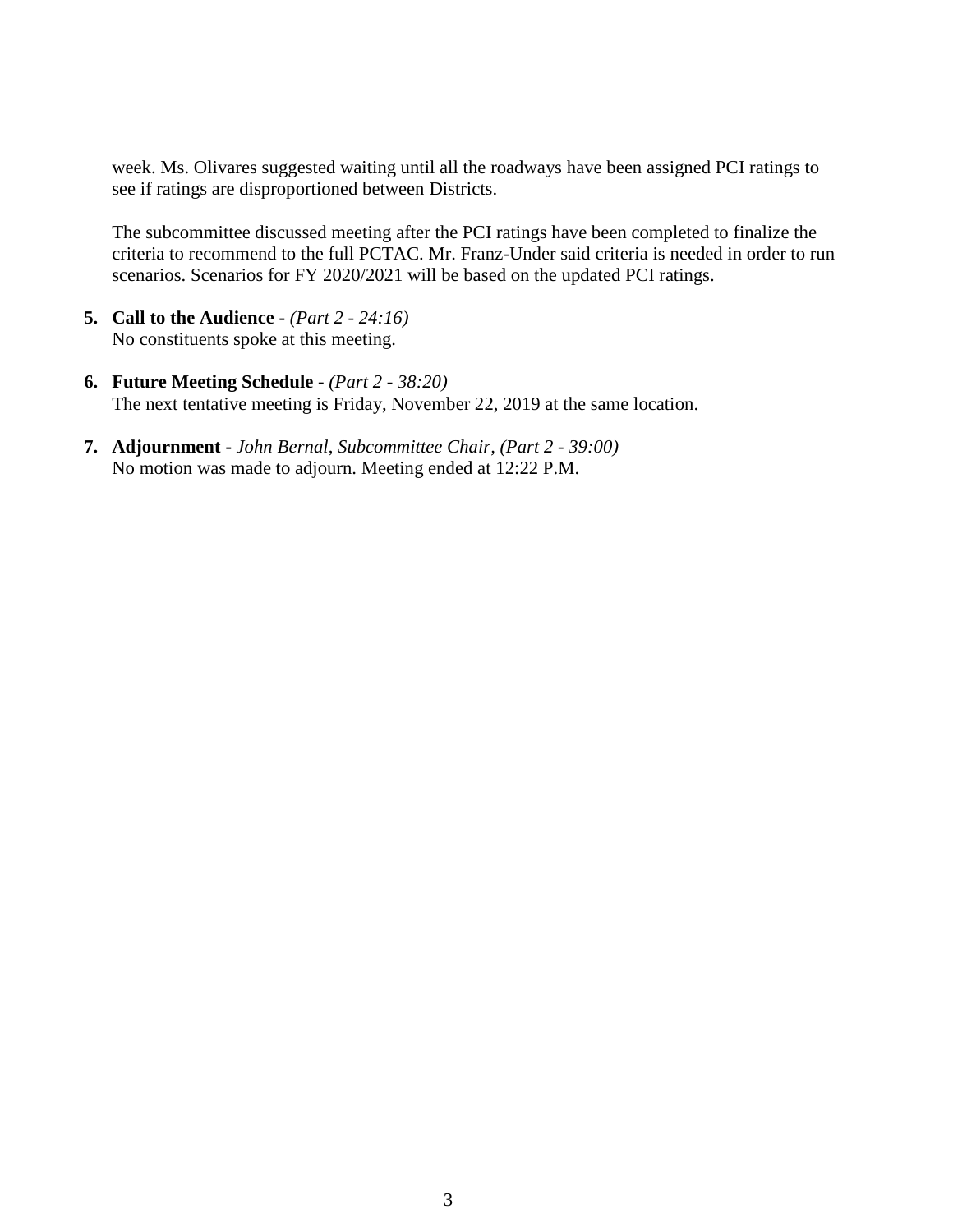week. Ms. Olivares suggested waiting until all the roadways have been assigned PCI ratings to see if ratings are disproportioned between Districts.

The subcommittee discussed meeting after the PCI ratings have been completed to finalize the criteria to recommend to the full PCTAC. Mr. Franz-Under said criteria is needed in order to run scenarios. Scenarios for FY 2020/2021 will be based on the updated PCI ratings.

5. **Call to the Audience -** *(Part 2 - 24:16)*
   No constituents spoke at this meeting.

6. **Future Meeting Schedule -** *(Part 2 - 38:20)*
   The next tentative meeting is Friday, November 22, 2019 at the same location.

7. **Adjournment -** *John Bernal, Subcommittee Chair, (Part 2 - 39:00)*
   No motion was made to adjourn. Meeting ended at 12:22 P.M.